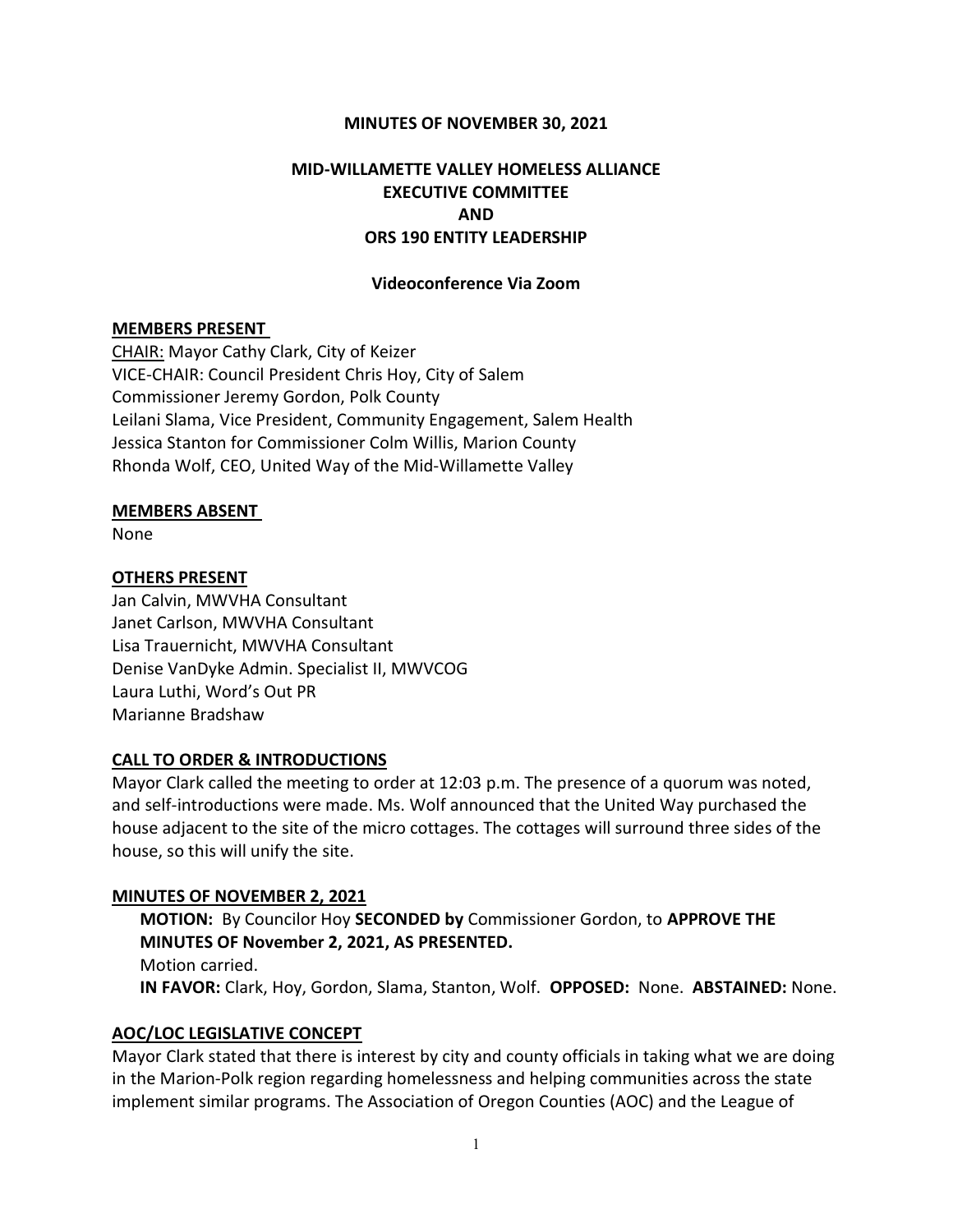# MINUTES OF NOVEMBER 30, 2021

## MID-WILLAMETTE VALLEY HOMELESS ALLIANCE EXECUTIVE COMMITTEE AND ORS 190 ENTITY LEADERSHIP

**Videoconference Via Zoom**

### MEMBERS PRESENT

CHAIR: Mayor Cathy Clark, City of Keizer
VICE-CHAIR: Council President Chris Hoy, City of Salem
Commissioner Jeremy Gordon, Polk County
Leilani Slama, Vice President, Community Engagement, Salem Health
Jessica Stanton for Commissioner Colm Willis, Marion County
Rhonda Wolf, CEO, United Way of the Mid-Willamette Valley

### MEMBERS ABSENT

None

### OTHERS PRESENT

Jan Calvin, MWVHA Consultant
Janet Carlson, MWVHA Consultant
Lisa Trauernicht, MWVHA Consultant
Denise VanDyke Admin. Specialist II, MWVCOG
Laura Luthi, Word's Out PR
Marianne Bradshaw

### CALL TO ORDER & INTRODUCTIONS

Mayor Clark called the meeting to order at 12:03 p.m. The presence of a quorum was noted, and self-introductions were made. Ms. Wolf announced that the United Way purchased the house adjacent to the site of the micro cottages. The cottages will surround three sides of the house, so this will unify the site.

### MINUTES OF NOVEMBER 2, 2021

**MOTION:** By Councilor Hoy **SECONDED by** Commissioner Gordon, to **APPROVE THE MINUTES OF November 2, 2021, AS PRESENTED.**
Motion carried.
**IN FAVOR:** Clark, Hoy, Gordon, Slama, Stanton, Wolf. **OPPOSED:** None. **ABSTAINED:** None.

### AOC/LOC LEGISLATIVE CONCEPT

Mayor Clark stated that there is interest by city and county officials in taking what we are doing in the Marion-Polk region regarding homelessness and helping communities across the state implement similar programs. The Association of Oregon Counties (AOC) and the League of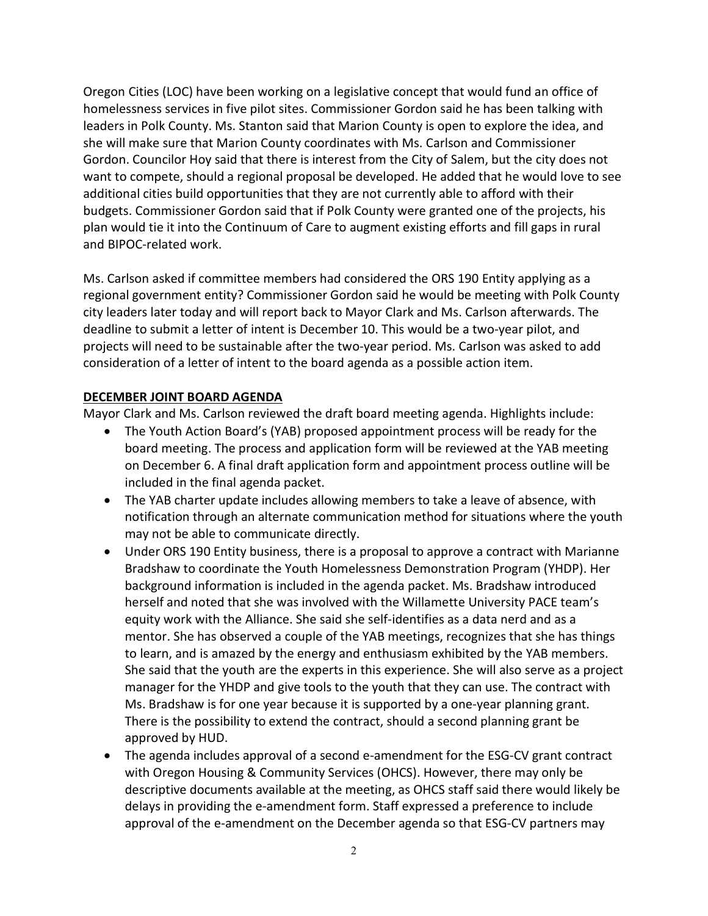Oregon Cities (LOC) have been working on a legislative concept that would fund an office of homelessness services in five pilot sites. Commissioner Gordon said he has been talking with leaders in Polk County. Ms. Stanton said that Marion County is open to explore the idea, and she will make sure that Marion County coordinates with Ms. Carlson and Commissioner Gordon. Councilor Hoy said that there is interest from the City of Salem, but the city does not want to compete, should a regional proposal be developed. He added that he would love to see additional cities build opportunities that they are not currently able to afford with their budgets. Commissioner Gordon said that if Polk County were granted one of the projects, his plan would tie it into the Continuum of Care to augment existing efforts and fill gaps in rural and BIPOC-related work.

Ms. Carlson asked if committee members had considered the ORS 190 Entity applying as a regional government entity? Commissioner Gordon said he would be meeting with Polk County city leaders later today and will report back to Mayor Clark and Ms. Carlson afterwards. The deadline to submit a letter of intent is December 10. This would be a two-year pilot, and projects will need to be sustainable after the two-year period. Ms. Carlson was asked to add consideration of a letter of intent to the board agenda as a possible action item.

**DECEMBER JOINT BOARD AGENDA**

Mayor Clark and Ms. Carlson reviewed the draft board meeting agenda. Highlights include:

- The Youth Action Board's (YAB) proposed appointment process will be ready for the board meeting. The process and application form will be reviewed at the YAB meeting on December 6. A final draft application form and appointment process outline will be included in the final agenda packet.
- The YAB charter update includes allowing members to take a leave of absence, with notification through an alternate communication method for situations where the youth may not be able to communicate directly.
- Under ORS 190 Entity business, there is a proposal to approve a contract with Marianne Bradshaw to coordinate the Youth Homelessness Demonstration Program (YHDP). Her background information is included in the agenda packet. Ms. Bradshaw introduced herself and noted that she was involved with the Willamette University PACE team's equity work with the Alliance. She said she self-identifies as a data nerd and as a mentor. She has observed a couple of the YAB meetings, recognizes that she has things to learn, and is amazed by the energy and enthusiasm exhibited by the YAB members. She said that the youth are the experts in this experience. She will also serve as a project manager for the YHDP and give tools to the youth that they can use. The contract with Ms. Bradshaw is for one year because it is supported by a one-year planning grant. There is the possibility to extend the contract, should a second planning grant be approved by HUD.
- The agenda includes approval of a second e-amendment for the ESG-CV grant contract with Oregon Housing & Community Services (OHCS). However, there may only be descriptive documents available at the meeting, as OHCS staff said there would likely be delays in providing the e-amendment form. Staff expressed a preference to include approval of the e-amendment on the December agenda so that ESG-CV partners may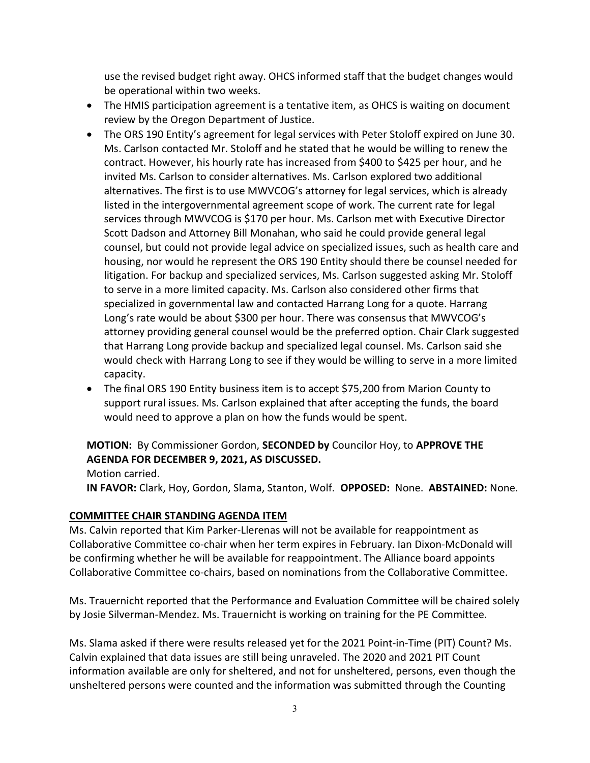use the revised budget right away. OHCS informed staff that the budget changes would be operational within two weeks.

- The HMIS participation agreement is a tentative item, as OHCS is waiting on document review by the Oregon Department of Justice.
- The ORS 190 Entity's agreement for legal services with Peter Stoloff expired on June 30. Ms. Carlson contacted Mr. Stoloff and he stated that he would be willing to renew the contract. However, his hourly rate has increased from $400 to $425 per hour, and he invited Ms. Carlson to consider alternatives. Ms. Carlson explored two additional alternatives. The first is to use MWVCOG's attorney for legal services, which is already listed in the intergovernmental agreement scope of work. The current rate for legal services through MWVCOG is $170 per hour. Ms. Carlson met with Executive Director Scott Dadson and Attorney Bill Monahan, who said he could provide general legal counsel, but could not provide legal advice on specialized issues, such as health care and housing, nor would he represent the ORS 190 Entity should there be counsel needed for litigation. For backup and specialized services, Ms. Carlson suggested asking Mr. Stoloff to serve in a more limited capacity. Ms. Carlson also considered other firms that specialized in governmental law and contacted Harrang Long for a quote. Harrang Long's rate would be about $300 per hour. There was consensus that MWVCOG's attorney providing general counsel would be the preferred option. Chair Clark suggested that Harrang Long provide backup and specialized legal counsel. Ms. Carlson said she would check with Harrang Long to see if they would be willing to serve in a more limited capacity.
- The final ORS 190 Entity business item is to accept $75,200 from Marion County to support rural issues. Ms. Carlson explained that after accepting the funds, the board would need to approve a plan on how the funds would be spent.

**MOTION:** By Commissioner Gordon, **SECONDED by** Councilor Hoy, to **APPROVE THE AGENDA FOR DECEMBER 9, 2021, AS DISCUSSED.**
Motion carried.
**IN FAVOR:** Clark, Hoy, Gordon, Slama, Stanton, Wolf. **OPPOSED:** None. **ABSTAINED:** None.

## COMMITTEE CHAIR STANDING AGENDA ITEM

Ms. Calvin reported that Kim Parker-Llerenas will not be available for reappointment as Collaborative Committee co-chair when her term expires in February. Ian Dixon-McDonald will be confirming whether he will be available for reappointment. The Alliance board appoints Collaborative Committee co-chairs, based on nominations from the Collaborative Committee.

Ms. Trauernicht reported that the Performance and Evaluation Committee will be chaired solely by Josie Silverman-Mendez. Ms. Trauernicht is working on training for the PE Committee.

Ms. Slama asked if there were results released yet for the 2021 Point-in-Time (PIT) Count? Ms. Calvin explained that data issues are still being unraveled. The 2020 and 2021 PIT Count information available are only for sheltered, and not for unsheltered, persons, even though the unsheltered persons were counted and the information was submitted through the Counting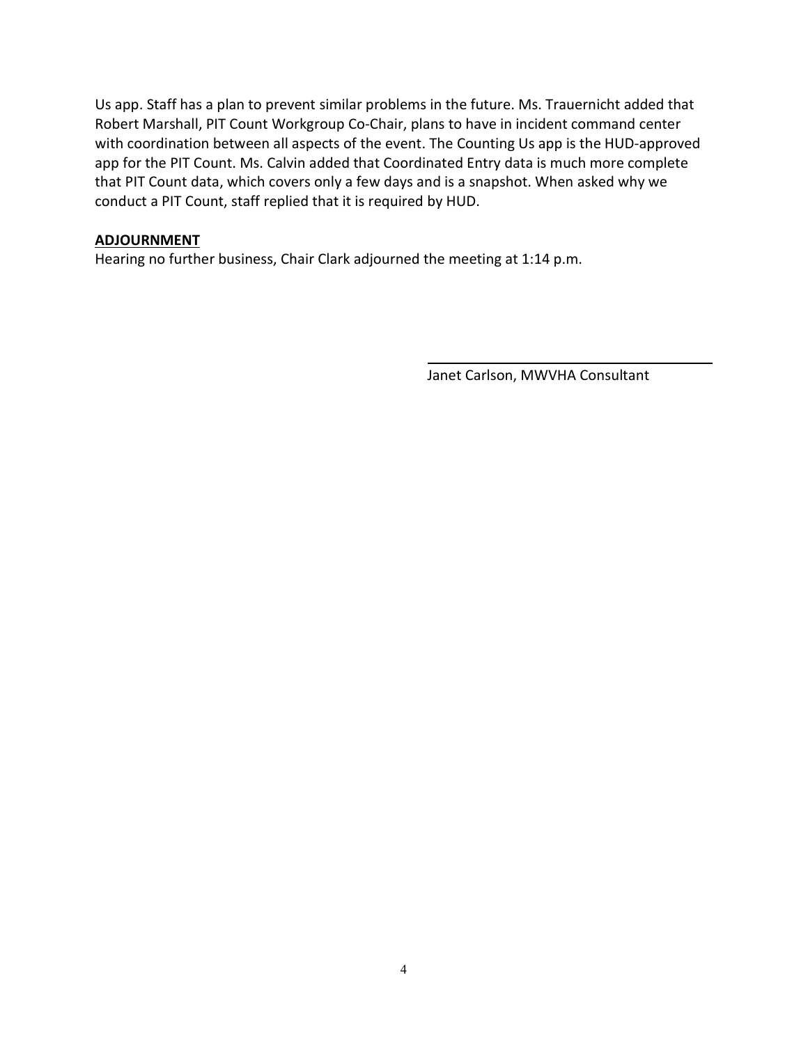Us app. Staff has a plan to prevent similar problems in the future. Ms. Trauernicht added that Robert Marshall, PIT Count Workgroup Co-Chair, plans to have in incident command center with coordination between all aspects of the event. The Counting Us app is the HUD-approved app for the PIT Count. Ms. Calvin added that Coordinated Entry data is much more complete that PIT Count data, which covers only a few days and is a snapshot. When asked why we conduct a PIT Count, staff replied that it is required by HUD.

**ADJOURNMENT**

Hearing no further business, Chair Clark adjourned the meeting at 1:14 p.m.

Janet Carlson, MWVHA Consultant